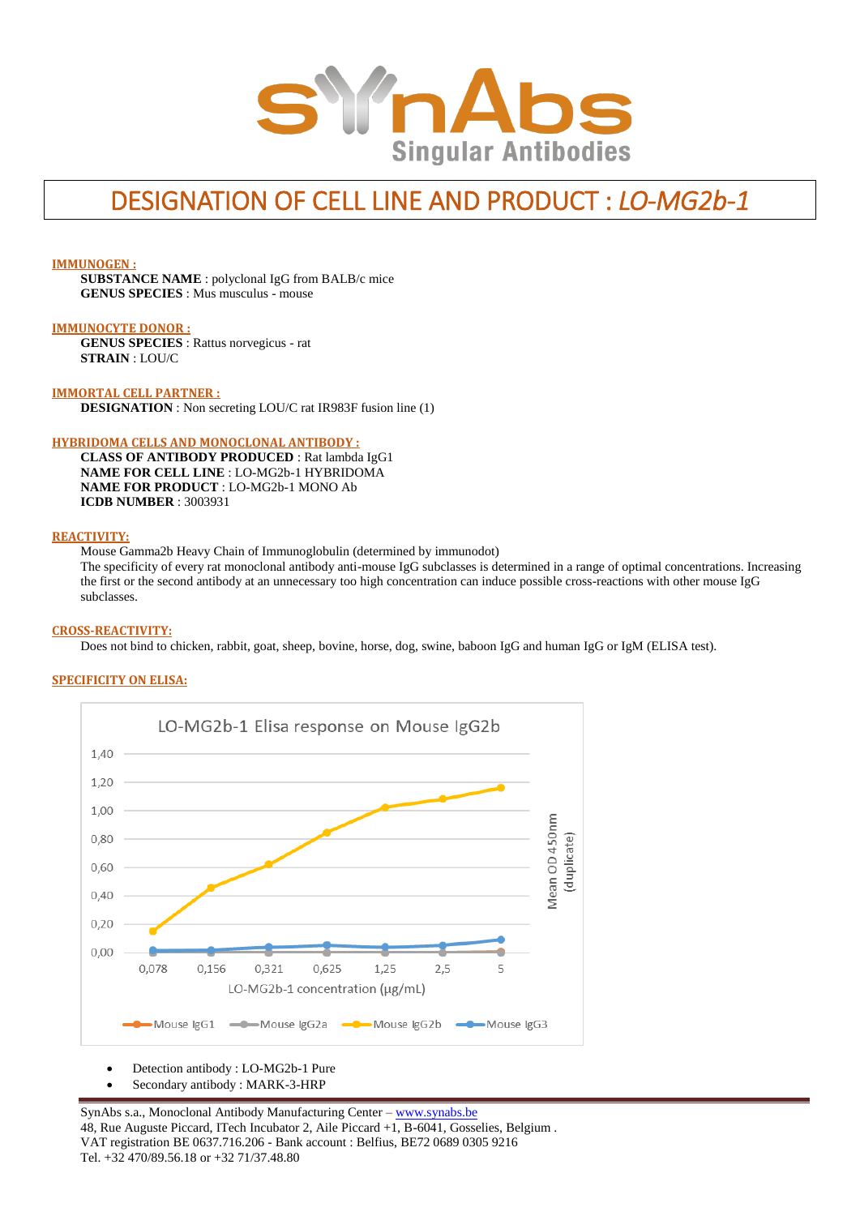# DESIGNATION OF CELL LINE AND PRODUCT : *LO-MG2b-1*

**IMMUNOGEN :**

**SUBSTANCE NAME** : polyclonal IgG from BALB/c mice
**GENUS SPECIES** : Mus musculus - mouse

**IMMUNOCYTE DONOR :**

**GENUS SPECIES** : Rattus norvegicus - rat
**STRAIN** : LOU/C

**IMMORTAL CELL PARTNER :**

**DESIGNATION** : Non secreting LOU/C rat IR983F fusion line (1)

**HYBRIDOMA CELLS AND MONOCLONAL ANTIBODY :**

**CLASS OF ANTIBODY PRODUCED** : Rat lambda IgG1
**NAME FOR CELL LINE** : LO-MG2b-1 HYBRIDOMA
**NAME FOR PRODUCT** : LO-MG2b-1 MONO Ab
**ICDB NUMBER** : 3003931

**REACTIVITY:**

Mouse Gamma2b Heavy Chain of Immunoglobulin (determined by immunodot)
The specificity of every rat monoclonal antibody anti-mouse IgG subclasses is determined in a range of optimal concentrations. Increasing the first or the second antibody at an unnecessary too high concentration can induce possible cross-reactions with other mouse IgG subclasses.

**CROSS-REACTIVITY:**

Does not bind to chicken, rabbit, goat, sheep, bovine, horse, dog, swine, baboon IgG and human IgG or IgM (ELISA test).

**SPECIFICITY ON ELISA:**

LO-MG2b-1 Elisa response on Mouse IgG2b

- Detection antibody : LO-MG2b-1 Pure
- Secondary antibody : MARK-3-HRP

SynAbs s.a., Monoclonal Antibody Manufacturing Center – www.synabs.be
48, Rue Auguste Piccard, ITech Incubator 2, Aile Piccard +1, B-6041, Gosselies, Belgium .
VAT registration BE 0637.716.206 - Bank account : Belfius, BE72 0689 0305 9216
Tel. +32 470/89.56.18 or +32 71/37.48.80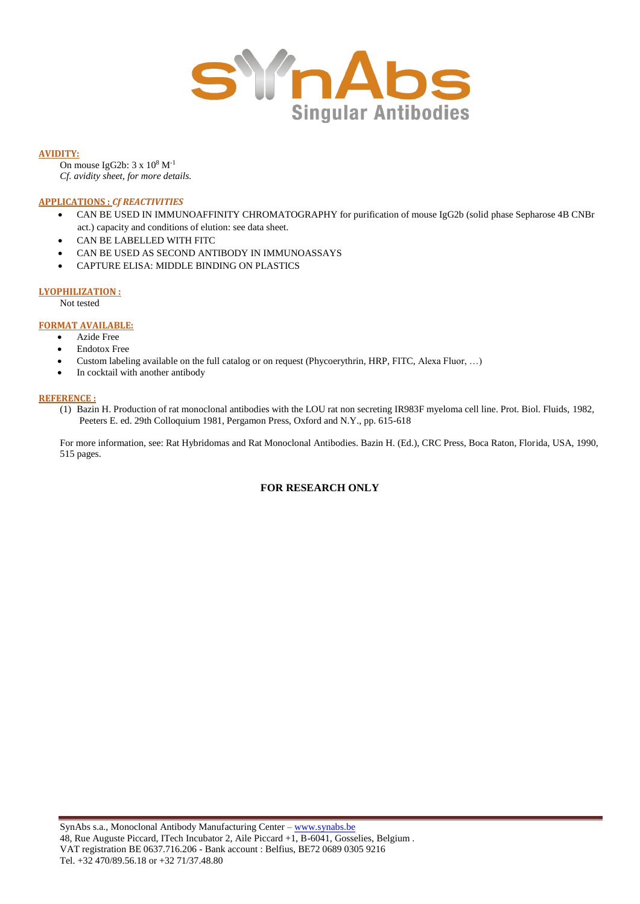**AVIDITY:**

On mouse IgG2b: $3 \times 10^{8}$ $M^{-1}$

*Cf. avidity sheet, for more details.*

**APPLICATIONS : *Cf REACTIVITIES***

- CAN BE USED IN IMMUNOAFFINITY CHROMATOGRAPHY for purification of mouse IgG2b (solid phase Sepharose 4B CNBr act.) capacity and conditions of elution: see data sheet.
- CAN BE LABELLED WITH FITC
- CAN BE USED AS SECOND ANTIBODY IN IMMUNOASSAYS
- CAPTURE ELISA: MIDDLE BINDING ON PLASTICS

**LYOPHILIZATION :**

Not tested

**FORMAT AVAILABLE:**

- Azide Free
- Endotox Free
- Custom labeling available on the full catalog or on request (Phycoerythrin, HRP, FITC, Alexa Fluor, …)
- In cocktail with another antibody

**REFERENCE :**

(1) Bazin H. Production of rat monoclonal antibodies with the LOU rat non secreting IR983F myeloma cell line. Prot. Biol. Fluids, 1982, Peeters E. ed. 29th Colloquium 1981, Pergamon Press, Oxford and N.Y., pp. 615-618

For more information, see: Rat Hybridomas and Rat Monoclonal Antibodies. Bazin H. (Ed.), CRC Press, Boca Raton, Florida, USA, 1990, 515 pages.

**FOR RESEARCH ONLY**

SynAbs s.a., Monoclonal Antibody Manufacturing Center – www.synabs.be
48, Rue Auguste Piccard, ITech Incubator 2, Aile Piccard +1, B-6041, Gosselies, Belgium .
VAT registration BE 0637.716.206 - Bank account : Belfius, BE72 0689 0305 9216
Tel. +32 470/89.56.18 or +32 71/37.48.80